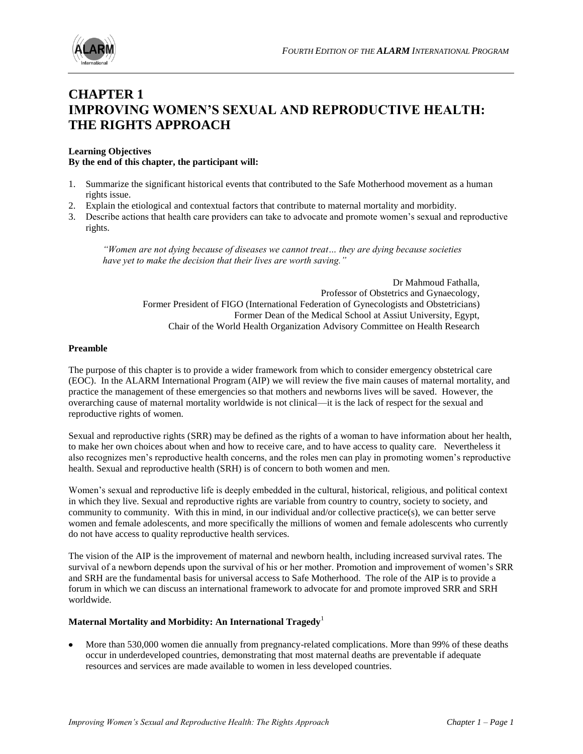# CHAPTER 1
# IMPROVING WOMEN'S SEXUAL AND REPRODUCTIVE HEALTH: THE RIGHTS APPROACH

**Learning Objectives**
**By the end of this chapter, the participant will:**

1. Summarize the significant historical events that contributed to the Safe Motherhood movement as a human rights issue.
2. Explain the etiological and contextual factors that contribute to maternal mortality and morbidity.
3. Describe actions that health care providers can take to advocate and promote women's sexual and reproductive rights.

> *"Women are not dying because of diseases we cannot treat… they are dying because societies have yet to make the decision that their lives are worth saving."*
>
> Dr Mahmoud Fathalla,
> Professor of Obstetrics and Gynaecology,
> Former President of FIGO (International Federation of Gynecologists and Obstetricians)
> Former Dean of the Medical School at Assiut University, Egypt,
> Chair of the World Health Organization Advisory Committee on Health Research

**Preamble**

The purpose of this chapter is to provide a wider framework from which to consider emergency obstetrical care (EOC). In the ALARM International Program (AIP) we will review the five main causes of maternal mortality, and practice the management of these emergencies so that mothers and newborns lives will be saved. However, the overarching cause of maternal mortality worldwide is not clinical—it is the lack of respect for the sexual and reproductive rights of women.

Sexual and reproductive rights (SRR) may be defined as the rights of a woman to have information about her health, to make her own choices about when and how to receive care, and to have access to quality care. Nevertheless it also recognizes men's reproductive health concerns, and the roles men can play in promoting women's reproductive health. Sexual and reproductive health (SRH) is of concern to both women and men.

Women's sexual and reproductive life is deeply embedded in the cultural, historical, religious, and political context in which they live. Sexual and reproductive rights are variable from country to country, society to society, and community to community. With this in mind, in our individual and/or collective practice(s), we can better serve women and female adolescents, and more specifically the millions of women and female adolescents who currently do not have access to quality reproductive health services.

The vision of the AIP is the improvement of maternal and newborn health, including increased survival rates. The survival of a newborn depends upon the survival of his or her mother. Promotion and improvement of women's SRR and SRH are the fundamental basis for universal access to Safe Motherhood. The role of the AIP is to provide a forum in which we can discuss an international framework to advocate for and promote improved SRR and SRH worldwide.

**Maternal Mortality and Morbidity: An International Tragedy**[1]

- More than 530,000 women die annually from pregnancy-related complications. More than 99% of these deaths occur in underdeveloped countries, demonstrating that most maternal deaths are preventable if adequate resources and services are made available to women in less developed countries.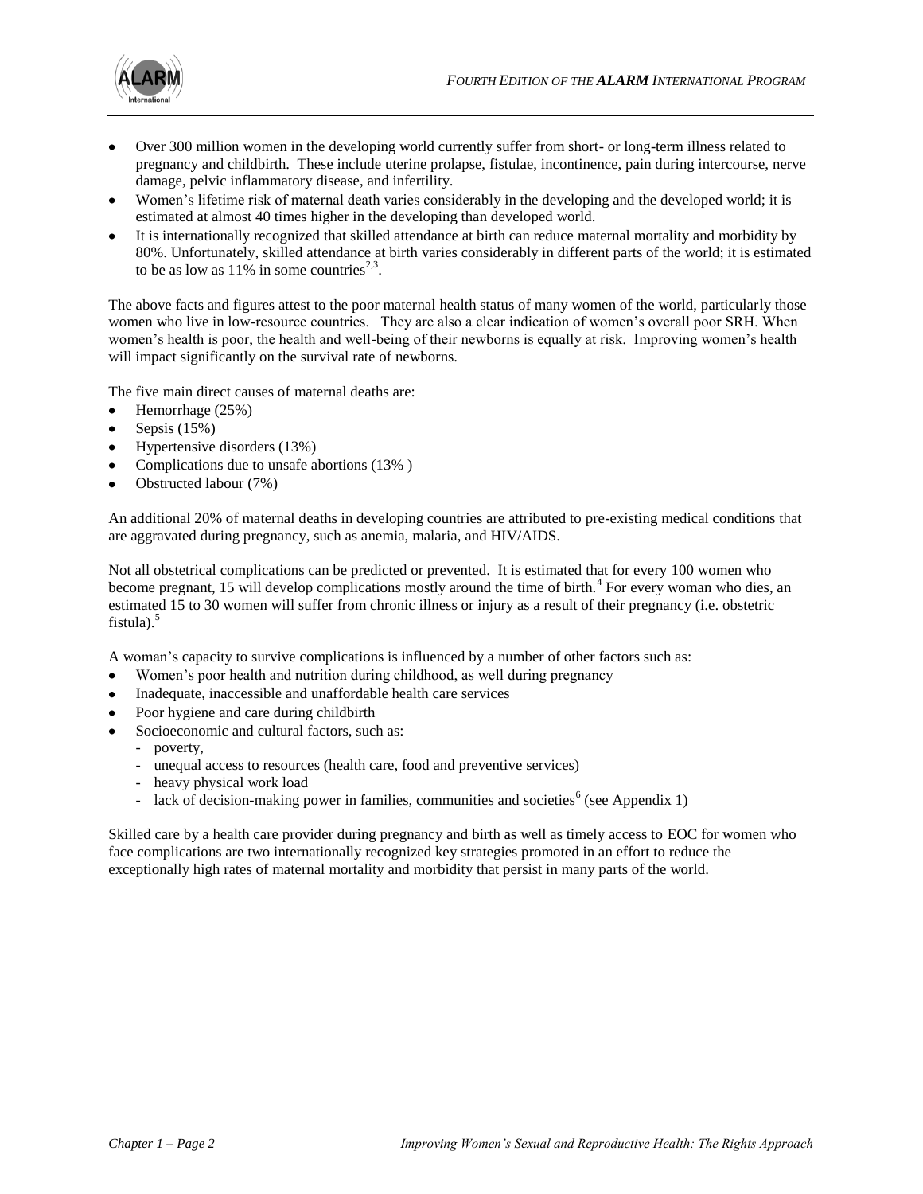- Over 300 million women in the developing world currently suffer from short- or long-term illness related to pregnancy and childbirth. These include uterine prolapse, fistulae, incontinence, pain during intercourse, nerve damage, pelvic inflammatory disease, and infertility.
- Women's lifetime risk of maternal death varies considerably in the developing and the developed world; it is estimated at almost 40 times higher in the developing than developed world.
- It is internationally recognized that skilled attendance at birth can reduce maternal mortality and morbidity by 80%. Unfortunately, skilled attendance at birth varies considerably in different parts of the world; it is estimated to be as low as 11% in some countries[2,3].

The above facts and figures attest to the poor maternal health status of many women of the world, particularly those women who live in low-resource countries. They are also a clear indication of women's overall poor SRH. When women's health is poor, the health and well-being of their newborns is equally at risk. Improving women's health will impact significantly on the survival rate of newborns.

The five main direct causes of maternal deaths are:

- Hemorrhage (25%)
- Sepsis (15%)
- Hypertensive disorders (13%)
- Complications due to unsafe abortions (13% )
- Obstructed labour (7%)

An additional 20% of maternal deaths in developing countries are attributed to pre-existing medical conditions that are aggravated during pregnancy, such as anemia, malaria, and HIV/AIDS.

Not all obstetrical complications can be predicted or prevented. It is estimated that for every 100 women who become pregnant, 15 will develop complications mostly around the time of birth.[4] For every woman who dies, an estimated 15 to 30 women will suffer from chronic illness or injury as a result of their pregnancy (i.e. obstetric fistula).[5]

A woman's capacity to survive complications is influenced by a number of other factors such as:

- Women's poor health and nutrition during childhood, as well during pregnancy
- Inadequate, inaccessible and unaffordable health care services
- Poor hygiene and care during childbirth
- Socioeconomic and cultural factors, such as:
  - poverty,
  - unequal access to resources (health care, food and preventive services)
  - heavy physical work load
  - lack of decision-making power in families, communities and societies[6] (see Appendix 1)

Skilled care by a health care provider during pregnancy and birth as well as timely access to EOC for women who face complications are two internationally recognized key strategies promoted in an effort to reduce the exceptionally high rates of maternal mortality and morbidity that persist in many parts of the world.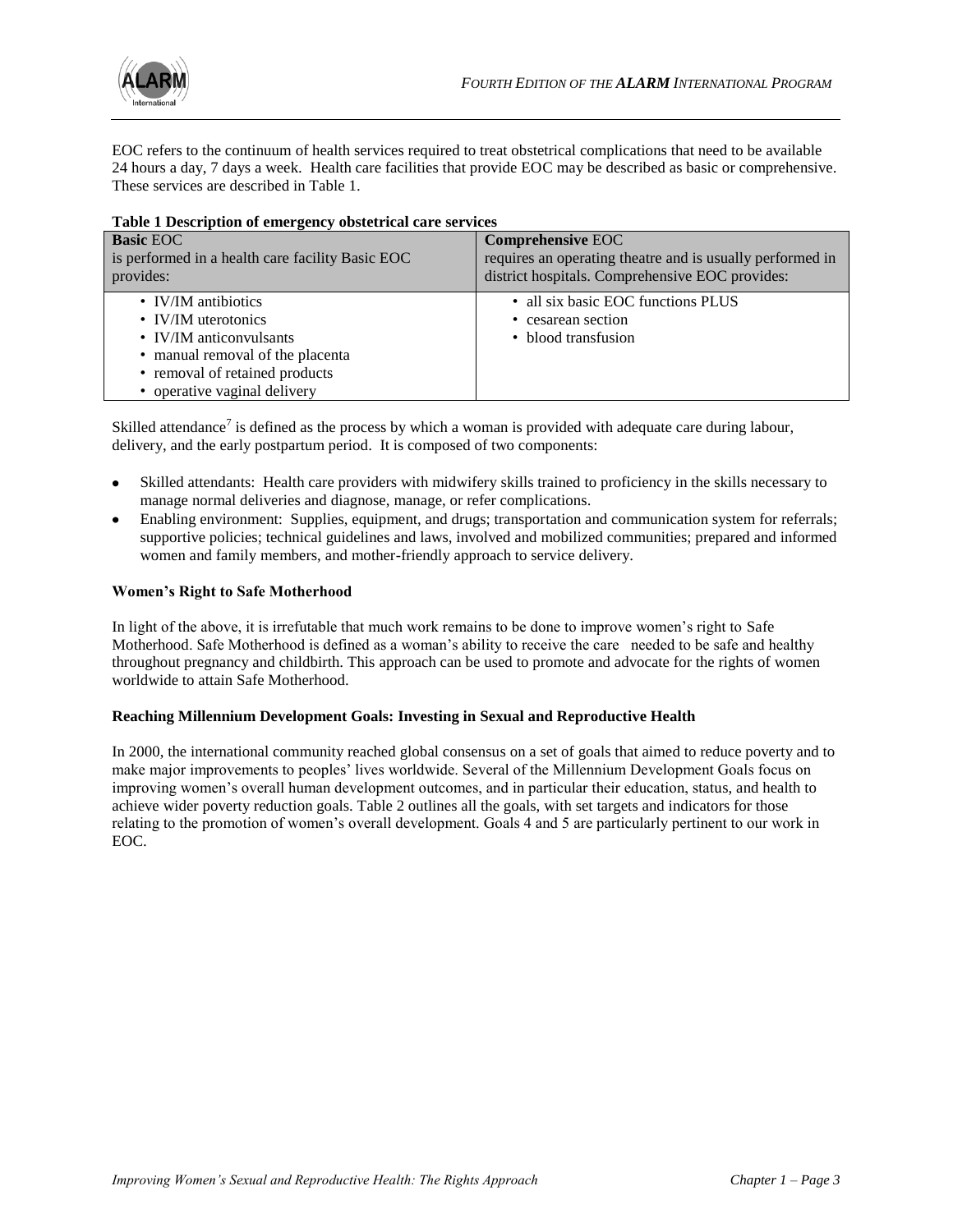EOC refers to the continuum of health services required to treat obstetrical complications that need to be available 24 hours a day, 7 days a week. Health care facilities that provide EOC may be described as basic or comprehensive. These services are described in Table 1.

**Table 1 Description of emergency obstetrical care services**

| **Basic** EOC<br>is performed in a health care facility Basic EOC provides: | **Comprehensive** EOC<br>requires an operating theatre and is usually performed in district hospitals. Comprehensive EOC provides: |
|---|---|
| • IV/IM antibiotics<br>• IV/IM uterotonics<br>• IV/IM anticonvulsants<br>• manual removal of the placenta<br>• removal of retained products<br>• operative vaginal delivery | • all six basic EOC functions PLUS<br>• cesarean section<br>• blood transfusion |

Skilled attendance[7] is defined as the process by which a woman is provided with adequate care during labour, delivery, and the early postpartum period. It is composed of two components:

- Skilled attendants: Health care providers with midwifery skills trained to proficiency in the skills necessary to manage normal deliveries and diagnose, manage, or refer complications.
- Enabling environment: Supplies, equipment, and drugs; transportation and communication system for referrals; supportive policies; technical guidelines and laws, involved and mobilized communities; prepared and informed women and family members, and mother-friendly approach to service delivery.

### Women's Right to Safe Motherhood

In light of the above, it is irrefutable that much work remains to be done to improve women's right to Safe Motherhood. Safe Motherhood is defined as a woman's ability to receive the care needed to be safe and healthy throughout pregnancy and childbirth. This approach can be used to promote and advocate for the rights of women worldwide to attain Safe Motherhood.

### Reaching Millennium Development Goals: Investing in Sexual and Reproductive Health

In 2000, the international community reached global consensus on a set of goals that aimed to reduce poverty and to make major improvements to peoples' lives worldwide. Several of the Millennium Development Goals focus on improving women's overall human development outcomes, and in particular their education, status, and health to achieve wider poverty reduction goals. Table 2 outlines all the goals, with set targets and indicators for those relating to the promotion of women's overall development. Goals 4 and 5 are particularly pertinent to our work in EOC.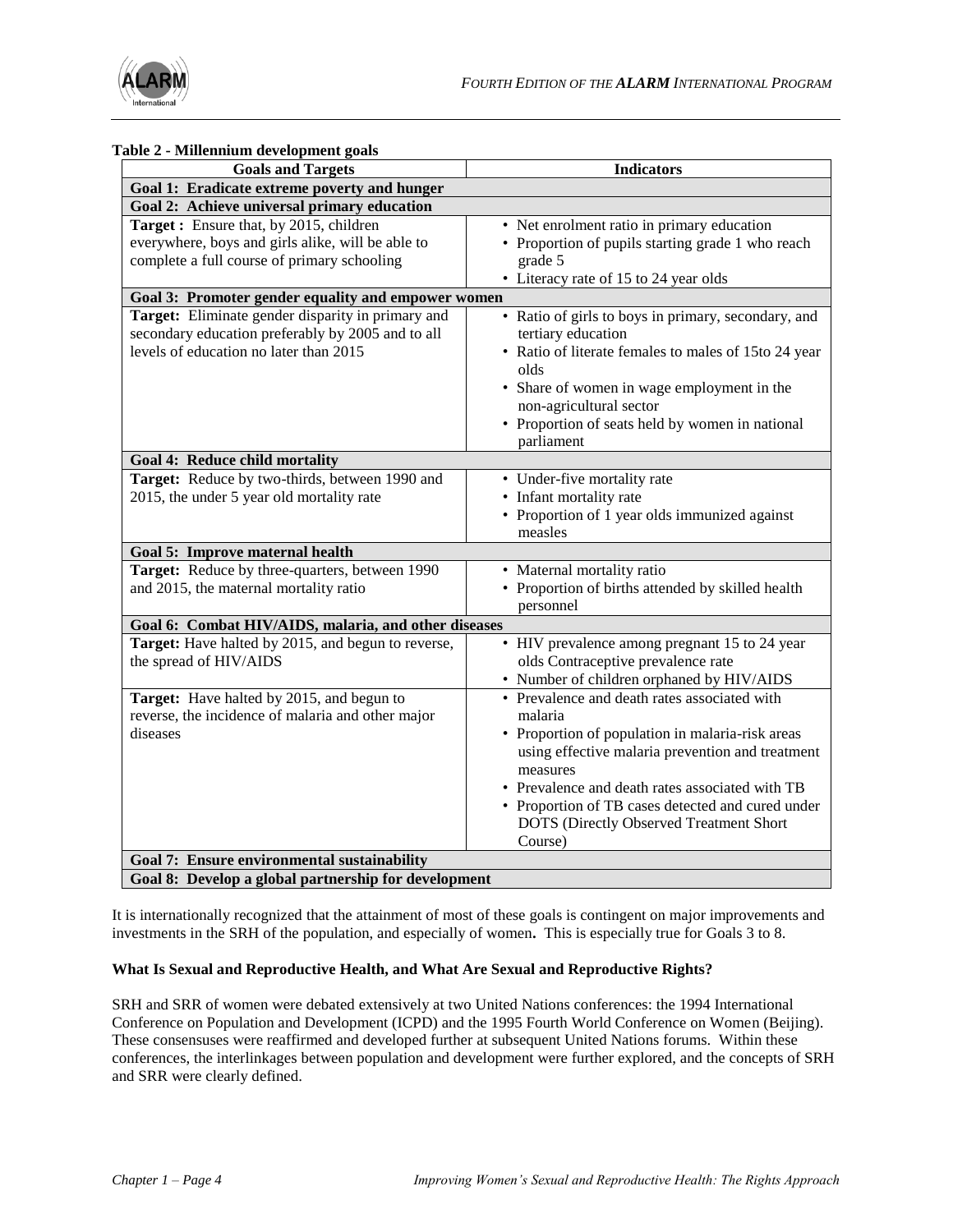**Table 2 - Millennium development goals**

| Goals and Targets | Indicators |
|---|---|
| **Goal 1: Eradicate extreme poverty and hunger** | |
| **Goal 2: Achieve universal primary education** | |
| **Target :** Ensure that, by 2015, children everywhere, boys and girls alike, will be able to complete a full course of primary schooling | • Net enrolment ratio in primary education<br>• Proportion of pupils starting grade 1 who reach grade 5<br>• Literacy rate of 15 to 24 year olds |
| **Goal 3: Promoter gender equality and empower women** | |
| **Target:** Eliminate gender disparity in primary and secondary education preferably by 2005 and to all levels of education no later than 2015 | • Ratio of girls to boys in primary, secondary, and tertiary education<br>• Ratio of literate females to males of 15to 24 year olds<br>• Share of women in wage employment in the non-agricultural sector<br>• Proportion of seats held by women in national parliament |
| **Goal 4: Reduce child mortality** | |
| **Target:** Reduce by two-thirds, between 1990 and 2015, the under 5 year old mortality rate | • Under-five mortality rate<br>• Infant mortality rate<br>• Proportion of 1 year olds immunized against measles |
| **Goal 5: Improve maternal health** | |
| **Target:** Reduce by three-quarters, between 1990 and 2015, the maternal mortality ratio | • Maternal mortality ratio<br>• Proportion of births attended by skilled health personnel |
| **Goal 6: Combat HIV/AIDS, malaria, and other diseases** | |
| **Target:** Have halted by 2015, and begun to reverse, the spread of HIV/AIDS | • HIV prevalence among pregnant 15 to 24 year olds Contraceptive prevalence rate<br>• Number of children orphaned by HIV/AIDS |
| **Target:** Have halted by 2015, and begun to reverse, the incidence of malaria and other major diseases | • Prevalence and death rates associated with malaria<br>• Proportion of population in malaria-risk areas using effective malaria prevention and treatment measures<br>• Prevalence and death rates associated with TB<br>• Proportion of TB cases detected and cured under DOTS (Directly Observed Treatment Short Course) |
| **Goal 7: Ensure environmental sustainability** | |
| **Goal 8: Develop a global partnership for development** | |

It is internationally recognized that the attainment of most of these goals is contingent on major improvements and investments in the SRH of the population, and especially of women**.** This is especially true for Goals 3 to 8.

**What Is Sexual and Reproductive Health, and What Are Sexual and Reproductive Rights?**

SRH and SRR of women were debated extensively at two United Nations conferences: the 1994 International Conference on Population and Development (ICPD) and the 1995 Fourth World Conference on Women (Beijing). These consensuses were reaffirmed and developed further at subsequent United Nations forums. Within these conferences, the interlinkages between population and development were further explored, and the concepts of SRH and SRR were clearly defined.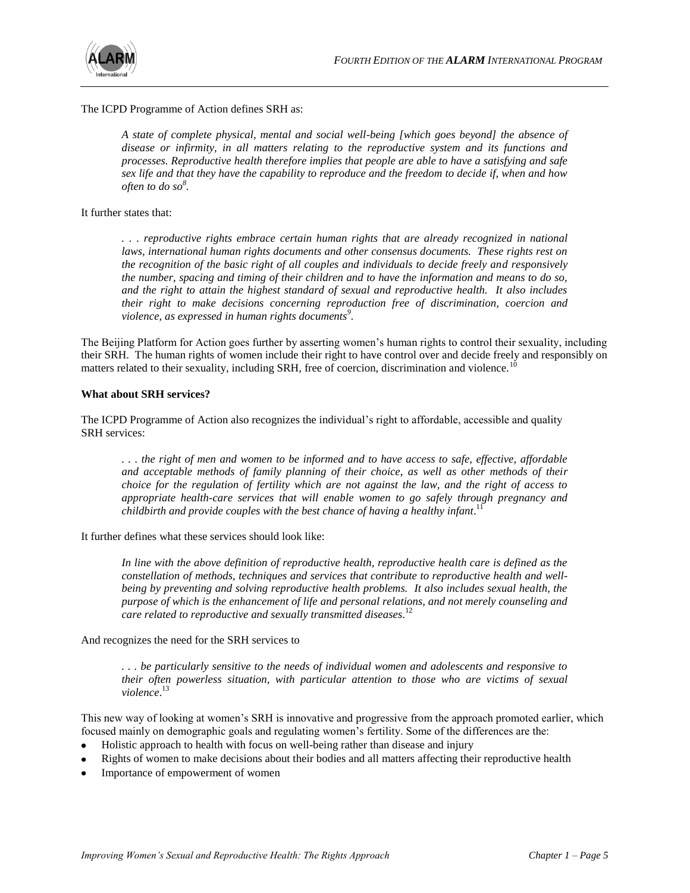The ICPD Programme of Action defines SRH as:

> *A state of complete physical, mental and social well-being [which goes beyond] the absence of disease or infirmity, in all matters relating to the reproductive system and its functions and processes. Reproductive health therefore implies that people are able to have a satisfying and safe sex life and that they have the capability to reproduce and the freedom to decide if, when and how often to do so*[8].

It further states that:

> *. . . reproductive rights embrace certain human rights that are already recognized in national laws, international human rights documents and other consensus documents. These rights rest on the recognition of the basic right of all couples and individuals to decide freely and responsively the number, spacing and timing of their children and to have the information and means to do so, and the right to attain the highest standard of sexual and reproductive health. It also includes their right to make decisions concerning reproduction free of discrimination, coercion and violence, as expressed in human rights documents*[9].

The Beijing Platform for Action goes further by asserting women's human rights to control their sexuality, including their SRH. The human rights of women include their right to have control over and decide freely and responsibly on matters related to their sexuality, including SRH, free of coercion, discrimination and violence.[10]

**What about SRH services?**

The ICPD Programme of Action also recognizes the individual's right to affordable, accessible and quality SRH services:

> *. . . the right of men and women to be informed and to have access to safe, effective, affordable and acceptable methods of family planning of their choice, as well as other methods of their choice for the regulation of fertility which are not against the law, and the right of access to appropriate health-care services that will enable women to go safely through pregnancy and childbirth and provide couples with the best chance of having a healthy infant*.[11]

It further defines what these services should look like:

> *In line with the above definition of reproductive health, reproductive health care is defined as the constellation of methods, techniques and services that contribute to reproductive health and well-being by preventing and solving reproductive health problems. It also includes sexual health, the purpose of which is the enhancement of life and personal relations, and not merely counseling and care related to reproductive and sexually transmitted diseases.*[12]

And recognizes the need for the SRH services to

> *. . . be particularly sensitive to the needs of individual women and adolescents and responsive to their often powerless situation, with particular attention to those who are victims of sexual violence*.[13]

This new way of looking at women's SRH is innovative and progressive from the approach promoted earlier, which focused mainly on demographic goals and regulating women's fertility. Some of the differences are the:

- Holistic approach to health with focus on well-being rather than disease and injury
- Rights of women to make decisions about their bodies and all matters affecting their reproductive health
- Importance of empowerment of women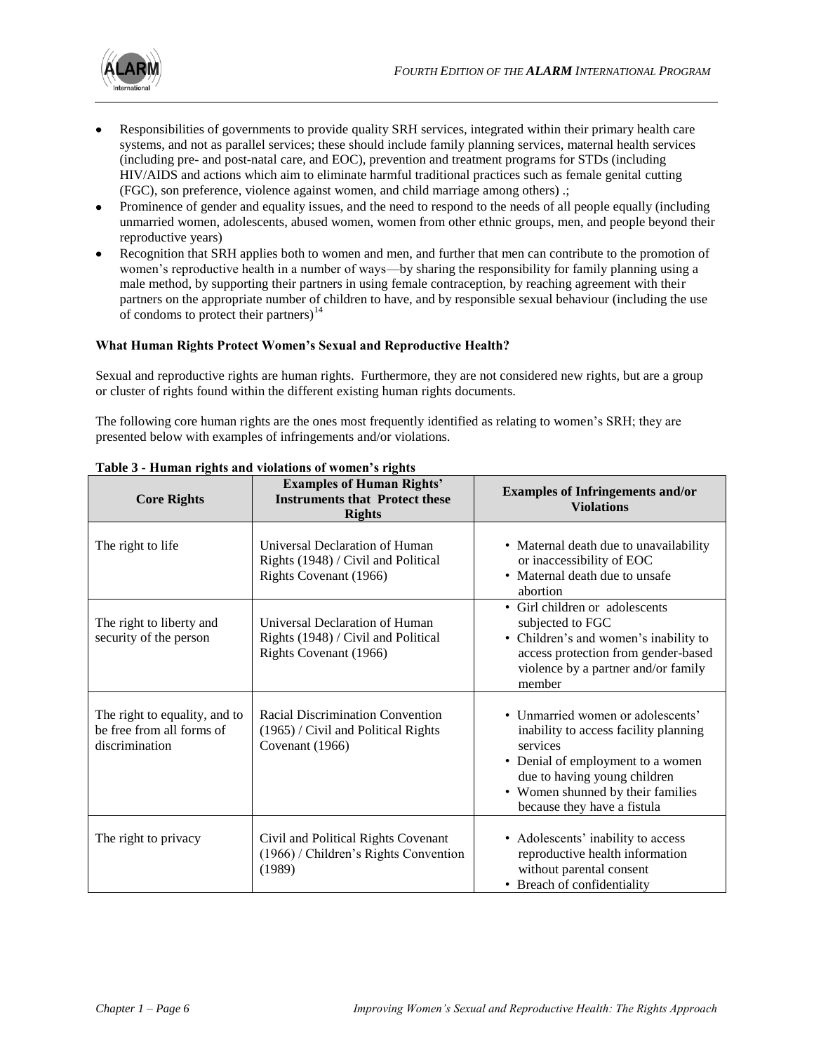- Responsibilities of governments to provide quality SRH services, integrated within their primary health care systems, and not as parallel services; these should include family planning services, maternal health services (including pre- and post-natal care, and EOC), prevention and treatment programs for STDs (including HIV/AIDS and actions which aim to eliminate harmful traditional practices such as female genital cutting (FGC), son preference, violence against women, and child marriage among others) .;
- Prominence of gender and equality issues, and the need to respond to the needs of all people equally (including unmarried women, adolescents, abused women, women from other ethnic groups, men, and people beyond their reproductive years)
- Recognition that SRH applies both to women and men, and further that men can contribute to the promotion of women's reproductive health in a number of ways—by sharing the responsibility for family planning using a male method, by supporting their partners in using female contraception, by reaching agreement with their partners on the appropriate number of children to have, and by responsible sexual behaviour (including the use of condoms to protect their partners)[14]

**What Human Rights Protect Women's Sexual and Reproductive Health?**

Sexual and reproductive rights are human rights. Furthermore, they are not considered new rights, but are a group or cluster of rights found within the different existing human rights documents.

The following core human rights are the ones most frequently identified as relating to women's SRH; they are presented below with examples of infringements and/or violations.

**Table 3 - Human rights and violations of women's rights**

| Core Rights | Examples of Human Rights' Instruments that Protect these Rights | Examples of Infringements and/or Violations |
|---|---|---|
| The right to life | Universal Declaration of Human Rights (1948) / Civil and Political Rights Covenant (1966) | • Maternal death due to unavailability or inaccessibility of EOC<br>• Maternal death due to unsafe abortion |
| The right to liberty and security of the person | Universal Declaration of Human Rights (1948) / Civil and Political Rights Covenant (1966) | • Girl children or adolescents subjected to FGC<br>• Children's and women's inability to access protection from gender-based violence by a partner and/or family member |
| The right to equality, and to be free from all forms of discrimination | Racial Discrimination Convention (1965) / Civil and Political Rights Covenant (1966) | • Unmarried women or adolescents' inability to access facility planning services<br>• Denial of employment to a women due to having young children<br>• Women shunned by their families because they have a fistula |
| The right to privacy | Civil and Political Rights Covenant (1966) / Children's Rights Convention (1989) | • Adolescents' inability to access reproductive health information without parental consent<br>• Breach of confidentiality |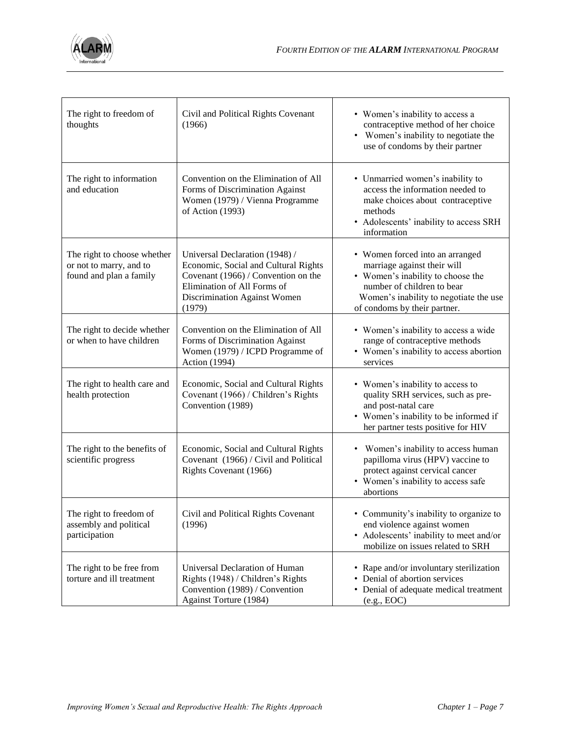| The right to freedom of thoughts | Civil and Political Rights Covenant (1966) | • Women's inability to access a contraceptive method of her choice<br>• Women's inability to negotiate the use of condoms by their partner |
|---|---|---|
| The right to information and education | Convention on the Elimination of All Forms of Discrimination Against Women (1979) / Vienna Programme of Action (1993) | • Unmarried women's inability to access the information needed to make choices about contraceptive methods<br>• Adolescents' inability to access SRH information |
| The right to choose whether or not to marry, and to found and plan a family | Universal Declaration (1948) / Economic, Social and Cultural Rights Covenant (1966) / Convention on the Elimination of All Forms of Discrimination Against Women (1979) | • Women forced into an arranged marriage against their will<br>• Women's inability to choose the number of children to bear<br>Women's inability to negotiate the use of condoms by their partner. |
| The right to decide whether or when to have children | Convention on the Elimination of All Forms of Discrimination Against Women (1979) / ICPD Programme of Action (1994) | • Women's inability to access a wide range of contraceptive methods<br>• Women's inability to access abortion services |
| The right to health care and health protection | Economic, Social and Cultural Rights Covenant (1966) / Children's Rights Convention (1989) | • Women's inability to access to quality SRH services, such as pre- and post-natal care<br>• Women's inability to be informed if her partner tests positive for HIV |
| The right to the benefits of scientific progress | Economic, Social and Cultural Rights Covenant (1966) / Civil and Political Rights Covenant (1966) | • Women's inability to access human papilloma virus (HPV) vaccine to protect against cervical cancer<br>• Women's inability to access safe abortions |
| The right to freedom of assembly and political participation | Civil and Political Rights Covenant (1996) | • Community's inability to organize to end violence against women<br>• Adolescents' inability to meet and/or mobilize on issues related to SRH |
| The right to be free from torture and ill treatment | Universal Declaration of Human Rights (1948) / Children's Rights Convention (1989) / Convention Against Torture (1984) | • Rape and/or involuntary sterilization<br>• Denial of abortion services<br>• Denial of adequate medical treatment (e.g., EOC) |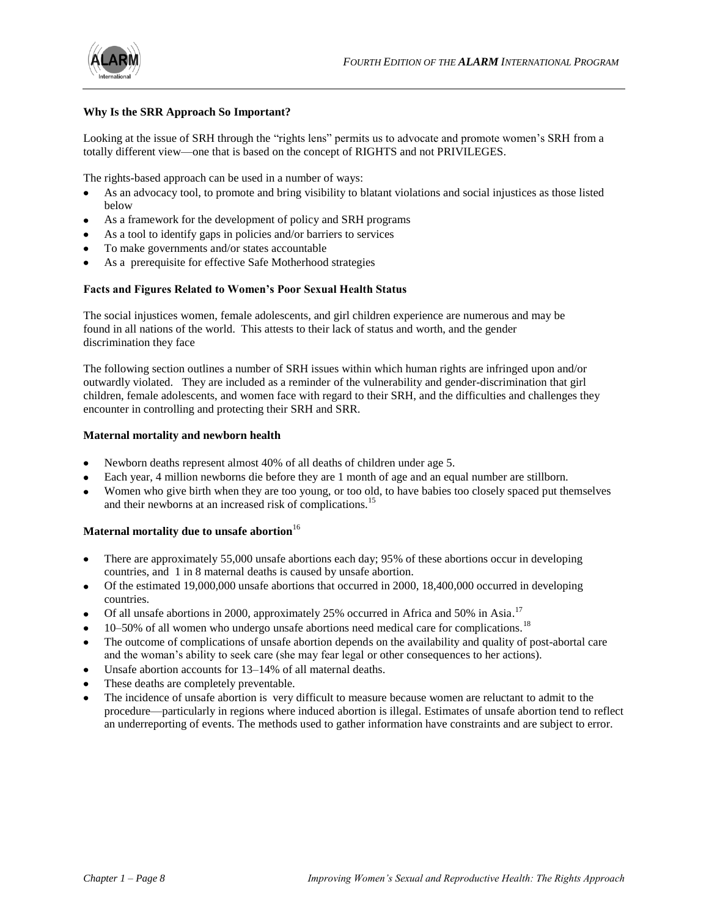### Why Is the SRR Approach So Important?

Looking at the issue of SRH through the "rights lens" permits us to advocate and promote women's SRH from a totally different view—one that is based on the concept of RIGHTS and not PRIVILEGES.

The rights-based approach can be used in a number of ways:

- As an advocacy tool, to promote and bring visibility to blatant violations and social injustices as those listed below
- As a framework for the development of policy and SRH programs
- As a tool to identify gaps in policies and/or barriers to services
- To make governments and/or states accountable
- As a prerequisite for effective Safe Motherhood strategies

### Facts and Figures Related to Women's Poor Sexual Health Status

The social injustices women, female adolescents, and girl children experience are numerous and may be found in all nations of the world. This attests to their lack of status and worth, and the gender discrimination they face

The following section outlines a number of SRH issues within which human rights are infringed upon and/or outwardly violated. They are included as a reminder of the vulnerability and gender-discrimination that girl children, female adolescents, and women face with regard to their SRH, and the difficulties and challenges they encounter in controlling and protecting their SRH and SRR.

#### Maternal mortality and newborn health

- Newborn deaths represent almost 40% of all deaths of children under age 5.
- Each year, 4 million newborns die before they are 1 month of age and an equal number are stillborn.
- Women who give birth when they are too young, or too old, to have babies too closely spaced put themselves and their newborns at an increased risk of complications.[15]

#### Maternal mortality due to unsafe abortion[16]

- There are approximately 55,000 unsafe abortions each day; 95% of these abortions occur in developing countries, and 1 in 8 maternal deaths is caused by unsafe abortion.
- Of the estimated 19,000,000 unsafe abortions that occurred in 2000, 18,400,000 occurred in developing countries.
- Of all unsafe abortions in 2000, approximately 25% occurred in Africa and 50% in Asia.[17]
- 10–50% of all women who undergo unsafe abortions need medical care for complications.[18]
- The outcome of complications of unsafe abortion depends on the availability and quality of post-abortal care and the woman's ability to seek care (she may fear legal or other consequences to her actions).
- Unsafe abortion accounts for 13–14% of all maternal deaths.
- These deaths are completely preventable.
- The incidence of unsafe abortion is very difficult to measure because women are reluctant to admit to the procedure—particularly in regions where induced abortion is illegal. Estimates of unsafe abortion tend to reflect an underreporting of events. The methods used to gather information have constraints and are subject to error.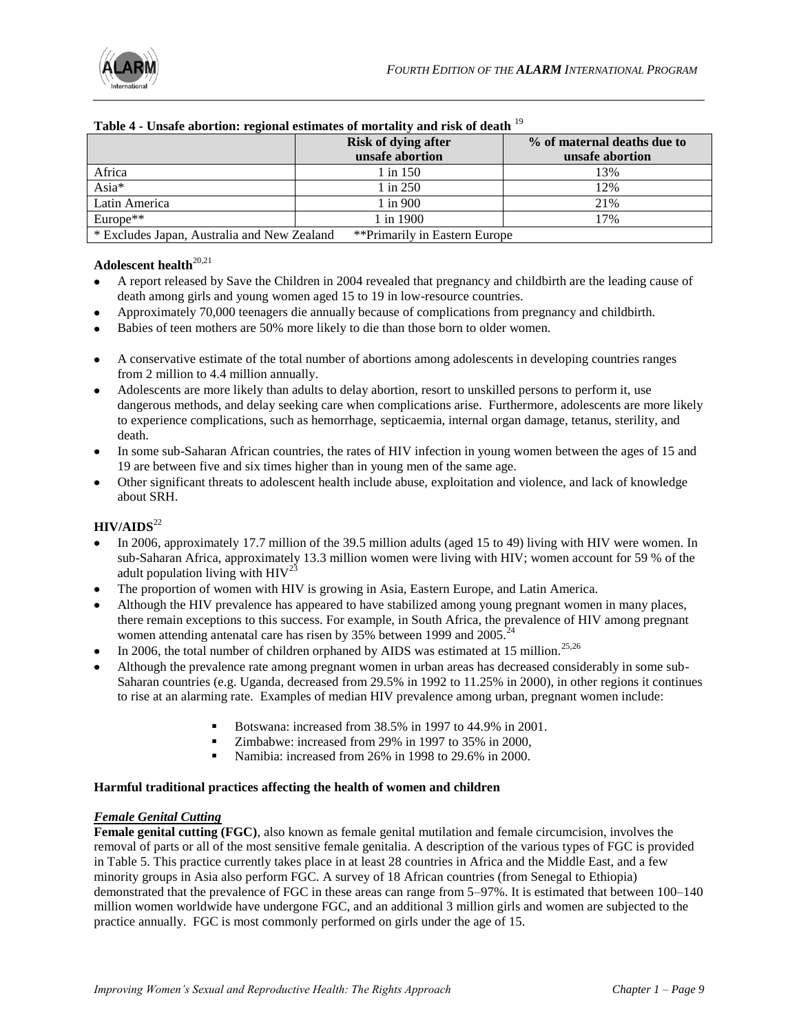**Table 4 - Unsafe abortion: regional estimates of mortality and risk of death** [19]

| | Risk of dying after unsafe abortion | % of maternal deaths due to unsafe abortion |
|---|---|---|
| Africa | 1 in 150 | 13% |
| Asia* | 1 in 250 | 12% |
| Latin America | 1 in 900 | 21% |
| Europe** | 1 in 1900 | 17% |
| * Excludes Japan, Australia and New Zealand | **Primarily in Eastern Europe | |

**Adolescent health**[20,21]

- A report released by Save the Children in 2004 revealed that pregnancy and childbirth are the leading cause of death among girls and young women aged 15 to 19 in low-resource countries.
- Approximately 70,000 teenagers die annually because of complications from pregnancy and childbirth.
- Babies of teen mothers are 50% more likely to die than those born to older women.
- A conservative estimate of the total number of abortions among adolescents in developing countries ranges from 2 million to 4.4 million annually.
- Adolescents are more likely than adults to delay abortion, resort to unskilled persons to perform it, use dangerous methods, and delay seeking care when complications arise. Furthermore, adolescents are more likely to experience complications, such as hemorrhage, septicaemia, internal organ damage, tetanus, sterility, and death.
- In some sub-Saharan African countries, the rates of HIV infection in young women between the ages of 15 and 19 are between five and six times higher than in young men of the same age.
- Other significant threats to adolescent health include abuse, exploitation and violence, and lack of knowledge about SRH.

**HIV/AIDS**[22]

- In 2006, approximately 17.7 million of the 39.5 million adults (aged 15 to 49) living with HIV were women. In sub-Saharan Africa, approximately 13.3 million women were living with HIV; women account for 59 % of the adult population living with HIV[23]
- The proportion of women with HIV is growing in Asia, Eastern Europe, and Latin America.
- Although the HIV prevalence has appeared to have stabilized among young pregnant women in many places, there remain exceptions to this success. For example, in South Africa, the prevalence of HIV among pregnant women attending antenatal care has risen by 35% between 1999 and 2005.[24]
- In 2006, the total number of children orphaned by AIDS was estimated at 15 million.[25,26]
- Although the prevalence rate among pregnant women in urban areas has decreased considerably in some sub-Saharan countries (e.g. Uganda, decreased from 29.5% in 1992 to 11.25% in 2000), in other regions it continues to rise at an alarming rate. Examples of median HIV prevalence among urban, pregnant women include:
  - Botswana: increased from 38.5% in 1997 to 44.9% in 2001.
  - Zimbabwe: increased from 29% in 1997 to 35% in 2000,
  - Namibia: increased from 26% in 1998 to 29.6% in 2000.

**Harmful traditional practices affecting the health of women and children**

***Female Genital Cutting***

**Female genital cutting (FGC)**, also known as female genital mutilation and female circumcision, involves the removal of parts or all of the most sensitive female genitalia. A description of the various types of FGC is provided in Table 5. This practice currently takes place in at least 28 countries in Africa and the Middle East, and a few minority groups in Asia also perform FGC. A survey of 18 African countries (from Senegal to Ethiopia) demonstrated that the prevalence of FGC in these areas can range from 5–97%. It is estimated that between 100–140 million women worldwide have undergone FGC, and an additional 3 million girls and women are subjected to the practice annually. FGC is most commonly performed on girls under the age of 15.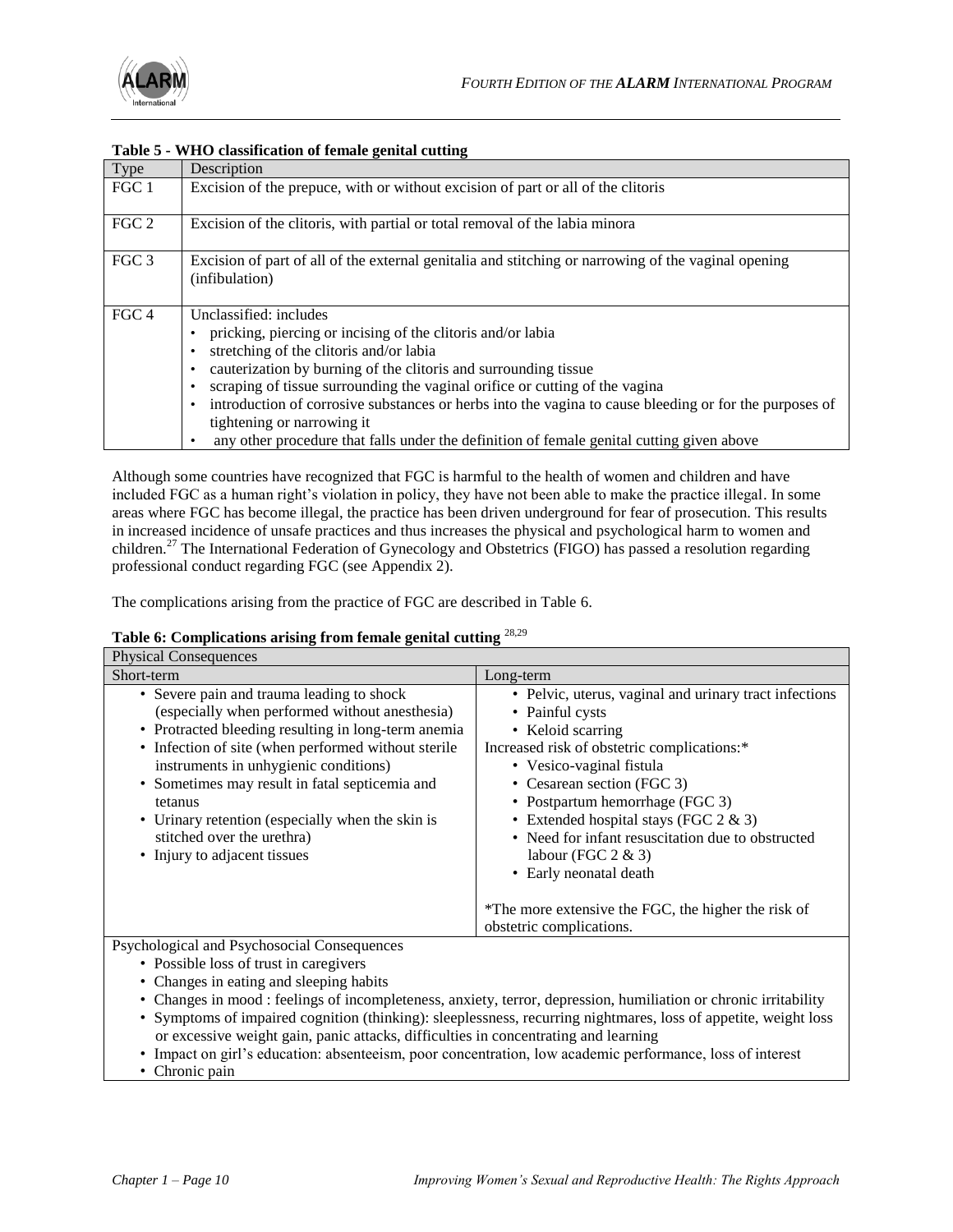**Table 5 - WHO classification of female genital cutting**

| Type | Description |
|---|---|
| FGC 1 | Excision of the prepuce, with or without excision of part or all of the clitoris |
| FGC 2 | Excision of the clitoris, with partial or total removal of the labia minora |
| FGC 3 | Excision of part of all of the external genitalia and stitching or narrowing of the vaginal opening (infibulation) |
| FGC 4 | Unclassified: includes<br>• pricking, piercing or incising of the clitoris and/or labia<br>• stretching of the clitoris and/or labia<br>• cauterization by burning of the clitoris and surrounding tissue<br>• scraping of tissue surrounding the vaginal orifice or cutting of the vagina<br>• introduction of corrosive substances or herbs into the vagina to cause bleeding or for the purposes of tightening or narrowing it<br>• any other procedure that falls under the definition of female genital cutting given above |

Although some countries have recognized that FGC is harmful to the health of women and children and have included FGC as a human right's violation in policy, they have not been able to make the practice illegal. In some areas where FGC has become illegal, the practice has been driven underground for fear of prosecution. This results in increased incidence of unsafe practices and thus increases the physical and psychological harm to women and children.[27] The International Federation of Gynecology and Obstetrics (FIGO) has passed a resolution regarding professional conduct regarding FGC (see Appendix 2).

The complications arising from the practice of FGC are described in Table 6.

**Table 6: Complications arising from female genital cutting** [28,29]

| Physical Consequences | |
|---|---|
| Short-term | Long-term |
| • Severe pain and trauma leading to shock (especially when performed without anesthesia)<br>• Protracted bleeding resulting in long-term anemia<br>• Infection of site (when performed without sterile instruments in unhygienic conditions)<br>• Sometimes may result in fatal septicemia and tetanus<br>• Urinary retention (especially when the skin is stitched over the urethra)<br>• Injury to adjacent tissues | • Pelvic, uterus, vaginal and urinary tract infections<br>• Painful cysts<br>• Keloid scarring<br>Increased risk of obstetric complications:*<br>• Vesico-vaginal fistula<br>• Cesarean section (FGC 3)<br>• Postpartum hemorrhage (FGC 3)<br>• Extended hospital stays (FGC 2 & 3)<br>• Need for infant resuscitation due to obstructed labour (FGC 2 & 3)<br>• Early neonatal death<br><br>*The more extensive the FGC, the higher the risk of obstetric complications. |
| Psychological and Psychosocial Consequences<br>• Possible loss of trust in caregivers<br>• Changes in eating and sleeping habits<br>• Changes in mood : feelings of incompleteness, anxiety, terror, depression, humiliation or chronic irritability<br>• Symptoms of impaired cognition (thinking): sleeplessness, recurring nightmares, loss of appetite, weight loss or excessive weight gain, panic attacks, difficulties in concentrating and learning<br>• Impact on girl's education: absenteeism, poor concentration, low academic performance, loss of interest<br>• Chronic pain | |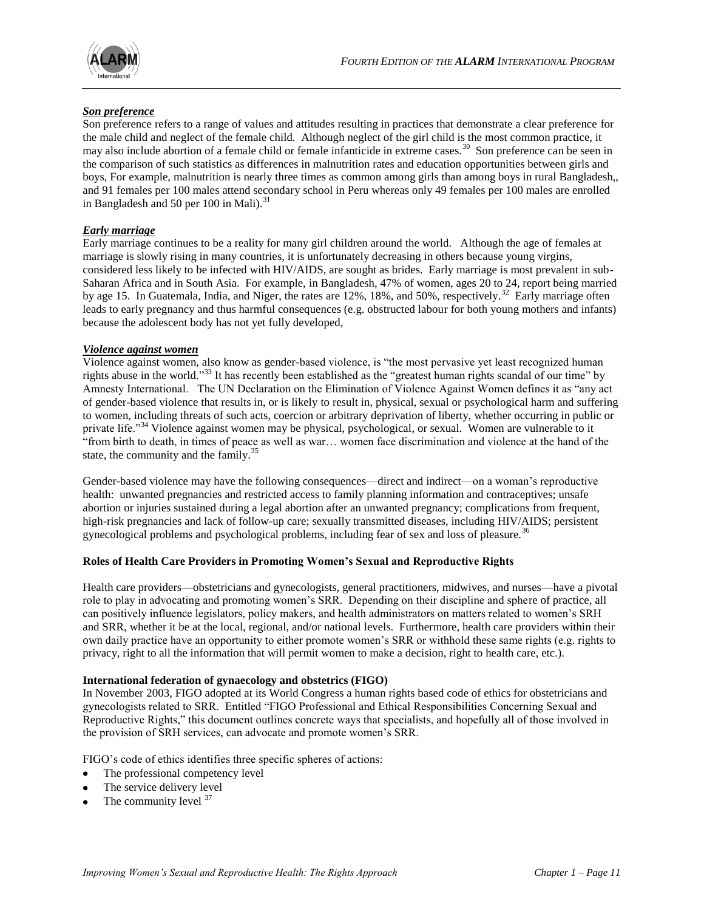***Son preference***

Son preference refers to a range of values and attitudes resulting in practices that demonstrate a clear preference for the male child and neglect of the female child. Although neglect of the girl child is the most common practice, it may also include abortion of a female child or female infanticide in extreme cases.[30] Son preference can be seen in the comparison of such statistics as differences in malnutrition rates and education opportunities between girls and boys, For example, malnutrition is nearly three times as common among girls than among boys in rural Bangladesh,, and 91 females per 100 males attend secondary school in Peru whereas only 49 females per 100 males are enrolled in Bangladesh and 50 per 100 in Mali).[31]

***Early marriage***

Early marriage continues to be a reality for many girl children around the world. Although the age of females at marriage is slowly rising in many countries, it is unfortunately decreasing in others because young virgins, considered less likely to be infected with HIV/AIDS, are sought as brides. Early marriage is most prevalent in sub-Saharan Africa and in South Asia. For example, in Bangladesh, 47% of women, ages 20 to 24, report being married by age 15. In Guatemala, India, and Niger, the rates are 12%, 18%, and 50%, respectively.[32] Early marriage often leads to early pregnancy and thus harmful consequences (e.g. obstructed labour for both young mothers and infants) because the adolescent body has not yet fully developed,

***Violence against women***

Violence against women, also know as gender-based violence, is "the most pervasive yet least recognized human rights abuse in the world."[33] It has recently been established as the "greatest human rights scandal of our time" by Amnesty International. The UN Declaration on the Elimination of Violence Against Women defines it as "any act of gender-based violence that results in, or is likely to result in, physical, sexual or psychological harm and suffering to women, including threats of such acts, coercion or arbitrary deprivation of liberty, whether occurring in public or private life."[34] Violence against women may be physical, psychological, or sexual. Women are vulnerable to it "from birth to death, in times of peace as well as war… women face discrimination and violence at the hand of the state, the community and the family.[35]

Gender-based violence may have the following consequences—direct and indirect—on a woman's reproductive health: unwanted pregnancies and restricted access to family planning information and contraceptives; unsafe abortion or injuries sustained during a legal abortion after an unwanted pregnancy; complications from frequent, high-risk pregnancies and lack of follow-up care; sexually transmitted diseases, including HIV/AIDS; persistent gynecological problems and psychological problems, including fear of sex and loss of pleasure.[36]

**Roles of Health Care Providers in Promoting Women's Sexual and Reproductive Rights**

Health care providers—obstetricians and gynecologists, general practitioners, midwives, and nurses—have a pivotal role to play in advocating and promoting women's SRR. Depending on their discipline and sphere of practice, all can positively influence legislators, policy makers, and health administrators on matters related to women's SRH and SRR, whether it be at the local, regional, and/or national levels. Furthermore, health care providers within their own daily practice have an opportunity to either promote women's SRR or withhold these same rights (e.g. rights to privacy, right to all the information that will permit women to make a decision, right to health care, etc.).

**International federation of gynaecology and obstetrics (FIGO)**

In November 2003, FIGO adopted at its World Congress a human rights based code of ethics for obstetricians and gynecologists related to SRR. Entitled "FIGO Professional and Ethical Responsibilities Concerning Sexual and Reproductive Rights," this document outlines concrete ways that specialists, and hopefully all of those involved in the provision of SRH services, can advocate and promote women's SRR.

FIGO's code of ethics identifies three specific spheres of actions:

- The professional competency level
- The service delivery level
- The community level [37]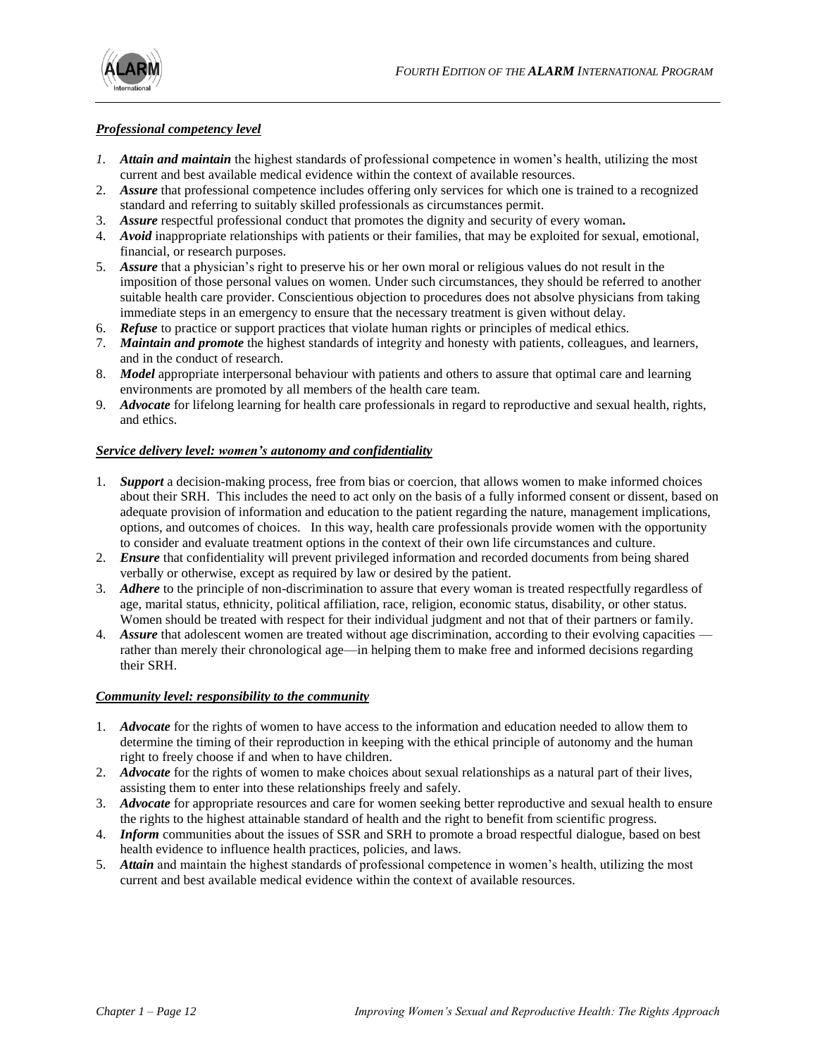***Professional competency level***

1. ***Attain and maintain*** the highest standards of professional competence in women's health, utilizing the most current and best available medical evidence within the context of available resources.
2. ***Assure*** that professional competence includes offering only services for which one is trained to a recognized standard and referring to suitably skilled professionals as circumstances permit.
3. ***Assure*** respectful professional conduct that promotes the dignity and security of every woman**.**
4. ***Avoid*** inappropriate relationships with patients or their families, that may be exploited for sexual, emotional, financial, or research purposes.
5. ***Assure*** that a physician's right to preserve his or her own moral or religious values do not result in the imposition of those personal values on women. Under such circumstances, they should be referred to another suitable health care provider. Conscientious objection to procedures does not absolve physicians from taking immediate steps in an emergency to ensure that the necessary treatment is given without delay.
6. ***Refuse*** to practice or support practices that violate human rights or principles of medical ethics.
7. ***Maintain and promote*** the highest standards of integrity and honesty with patients, colleagues, and learners, and in the conduct of research.
8. ***Model*** appropriate interpersonal behaviour with patients and others to assure that optimal care and learning environments are promoted by all members of the health care team.
9. ***Advocate*** for lifelong learning for health care professionals in regard to reproductive and sexual health, rights, and ethics.

***Service delivery level: women's autonomy and confidentiality***

1. ***Support*** a decision-making process, free from bias or coercion, that allows women to make informed choices about their SRH. This includes the need to act only on the basis of a fully informed consent or dissent, based on adequate provision of information and education to the patient regarding the nature, management implications, options, and outcomes of choices. In this way, health care professionals provide women with the opportunity to consider and evaluate treatment options in the context of their own life circumstances and culture.
2. ***Ensure*** that confidentiality will prevent privileged information and recorded documents from being shared verbally or otherwise, except as required by law or desired by the patient.
3. ***Adhere*** to the principle of non-discrimination to assure that every woman is treated respectfully regardless of age, marital status, ethnicity, political affiliation, race, religion, economic status, disability, or other status. Women should be treated with respect for their individual judgment and not that of their partners or family.
4. ***Assure*** that adolescent women are treated without age discrimination, according to their evolving capacities — rather than merely their chronological age—in helping them to make free and informed decisions regarding their SRH.

***Community level: responsibility to the community***

1. ***Advocate*** for the rights of women to have access to the information and education needed to allow them to determine the timing of their reproduction in keeping with the ethical principle of autonomy and the human right to freely choose if and when to have children.
2. ***Advocate*** for the rights of women to make choices about sexual relationships as a natural part of their lives, assisting them to enter into these relationships freely and safely.
3. ***Advocate*** for appropriate resources and care for women seeking better reproductive and sexual health to ensure the rights to the highest attainable standard of health and the right to benefit from scientific progress.
4. ***Inform*** communities about the issues of SSR and SRH to promote a broad respectful dialogue, based on best health evidence to influence health practices, policies, and laws.
5. ***Attain*** and maintain the highest standards of professional competence in women's health, utilizing the most current and best available medical evidence within the context of available resources.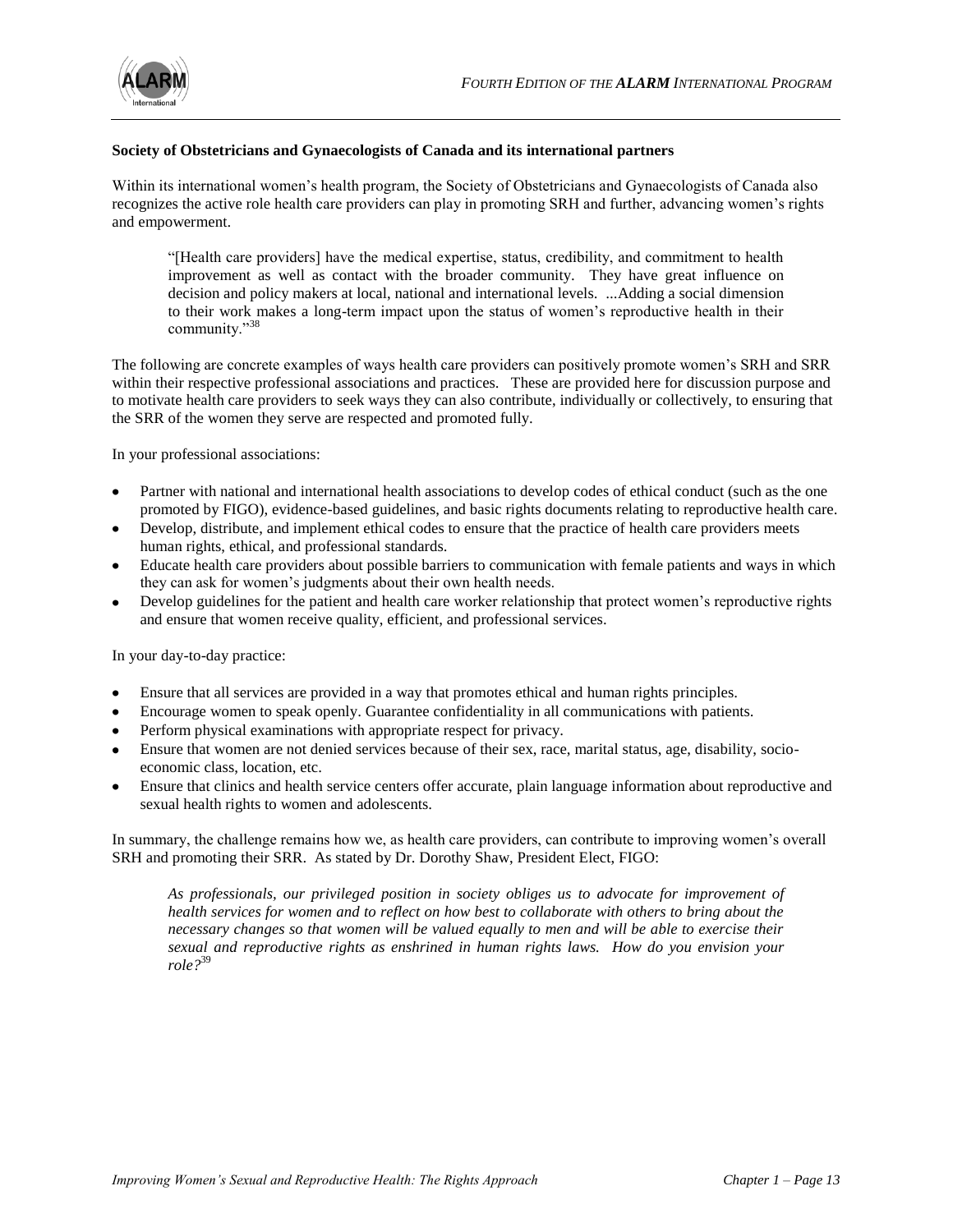**Society of Obstetricians and Gynaecologists of Canada and its international partners**

Within its international women's health program, the Society of Obstetricians and Gynaecologists of Canada also recognizes the active role health care providers can play in promoting SRH and further, advancing women's rights and empowerment.

> "[Health care providers] have the medical expertise, status, credibility, and commitment to health improvement as well as contact with the broader community. They have great influence on decision and policy makers at local, national and international levels. ...Adding a social dimension to their work makes a long-term impact upon the status of women's reproductive health in their community."[38]

The following are concrete examples of ways health care providers can positively promote women's SRH and SRR within their respective professional associations and practices. These are provided here for discussion purpose and to motivate health care providers to seek ways they can also contribute, individually or collectively, to ensuring that the SRR of the women they serve are respected and promoted fully.

In your professional associations:

- Partner with national and international health associations to develop codes of ethical conduct (such as the one promoted by FIGO), evidence-based guidelines, and basic rights documents relating to reproductive health care.
- Develop, distribute, and implement ethical codes to ensure that the practice of health care providers meets human rights, ethical, and professional standards.
- Educate health care providers about possible barriers to communication with female patients and ways in which they can ask for women's judgments about their own health needs.
- Develop guidelines for the patient and health care worker relationship that protect women's reproductive rights and ensure that women receive quality, efficient, and professional services.

In your day-to-day practice:

- Ensure that all services are provided in a way that promotes ethical and human rights principles.
- Encourage women to speak openly. Guarantee confidentiality in all communications with patients.
- Perform physical examinations with appropriate respect for privacy.
- Ensure that women are not denied services because of their sex, race, marital status, age, disability, socio-economic class, location, etc.
- Ensure that clinics and health service centers offer accurate, plain language information about reproductive and sexual health rights to women and adolescents.

In summary, the challenge remains how we, as health care providers, can contribute to improving women's overall SRH and promoting their SRR. As stated by Dr. Dorothy Shaw, President Elect, FIGO:

> *As professionals, our privileged position in society obliges us to advocate for improvement of health services for women and to reflect on how best to collaborate with others to bring about the necessary changes so that women will be valued equally to men and will be able to exercise their sexual and reproductive rights as enshrined in human rights laws. How do you envision your role?*[39]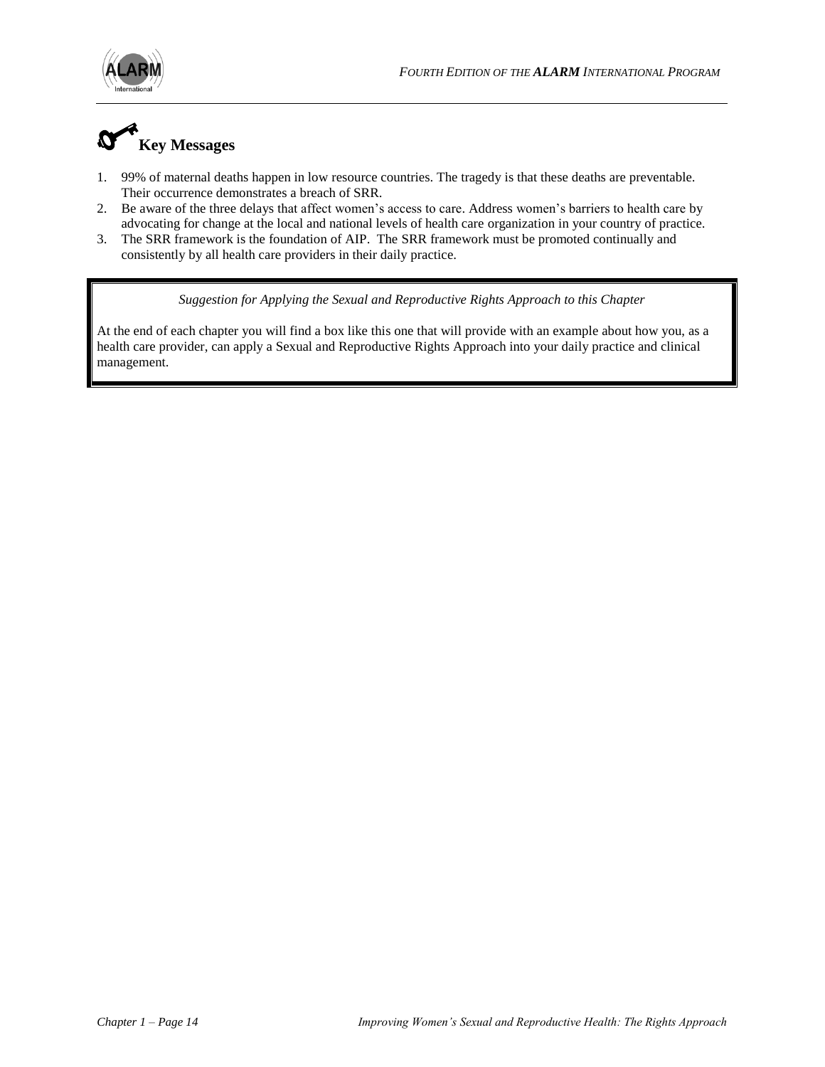## Key Messages

1. 99% of maternal deaths happen in low resource countries. The tragedy is that these deaths are preventable. Their occurrence demonstrates a breach of SRR.
2. Be aware of the three delays that affect women's access to care. Address women's barriers to health care by advocating for change at the local and national levels of health care organization in your country of practice.
3. The SRR framework is the foundation of AIP. The SRR framework must be promoted continually and consistently by all health care providers in their daily practice.

> *Suggestion for Applying the Sexual and Reproductive Rights Approach to this Chapter*
>
> At the end of each chapter you will find a box like this one that will provide with an example about how you, as a health care provider, can apply a Sexual and Reproductive Rights Approach into your daily practice and clinical management.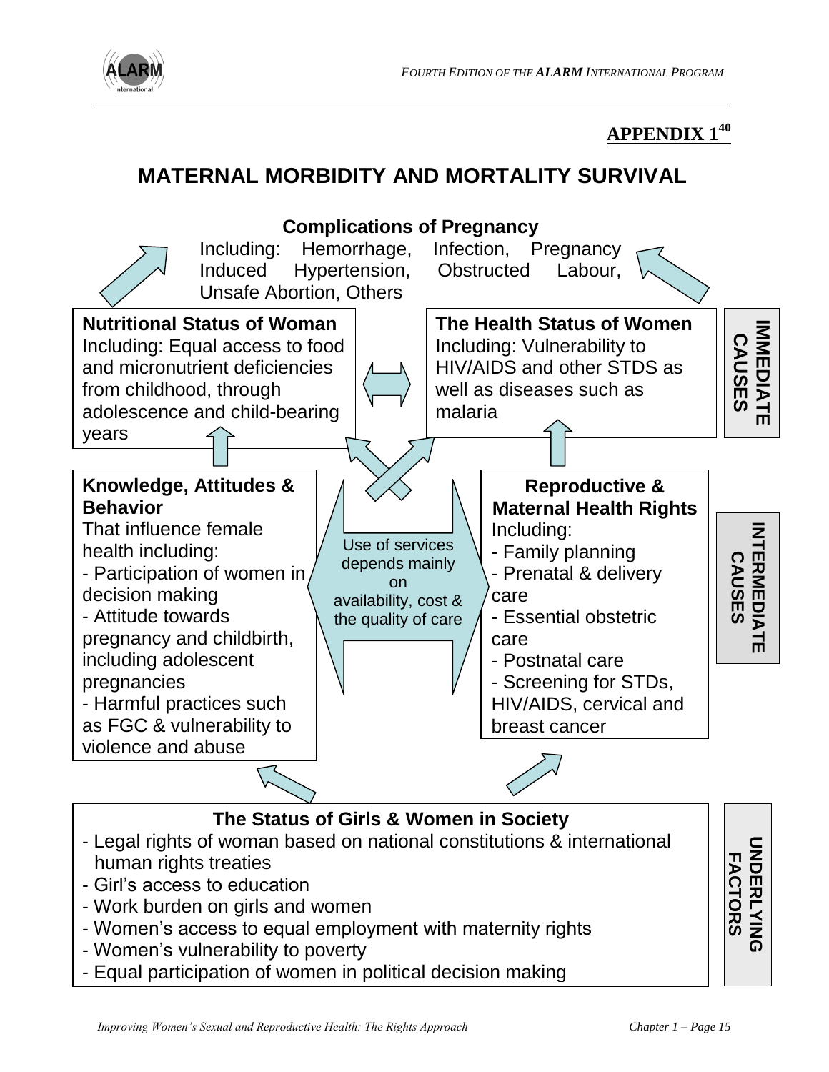## APPENDIX 1[40]

# MATERNAL MORBIDITY AND MORTALITY SURVIVAL

**Complications of Pregnancy**

Including: Hemorrhage, Infection, Pregnancy Induced Hypertension, Obstructed Labour, Unsafe Abortion, Others

**IMMEDIATE CAUSES**

**Nutritional Status of Woman**
Including: Equal access to food and micronutrient deficiencies from childhood, through adolescence and child-bearing years

**The Health Status of Women**
Including: Vulnerability to HIV/AIDS and other STDS as well as diseases such as malaria

**INTERMEDIATE CAUSES**

**Knowledge, Attitudes & Behavior**
That influence female health including:
- Participation of women in decision making
- Attitude towards pregnancy and childbirth, including adolescent pregnancies
- Harmful practices such as FGC & vulnerability to violence and abuse

Use of services depends mainly on availability, cost & the quality of care

**Reproductive & Maternal Health Rights**
Including:
- Family planning
- Prenatal & delivery care
- Essential obstetric care
- Postnatal care
- Screening for STDs, HIV/AIDS, cervical and breast cancer

**UNDERLYING FACTORS**

**The Status of Girls & Women in Society**
- Legal rights of woman based on national constitutions & international human rights treaties
- Girl's access to education
- Work burden on girls and women
- Women's access to equal employment with maternity rights
- Women's vulnerability to poverty
- Equal participation of women in political decision making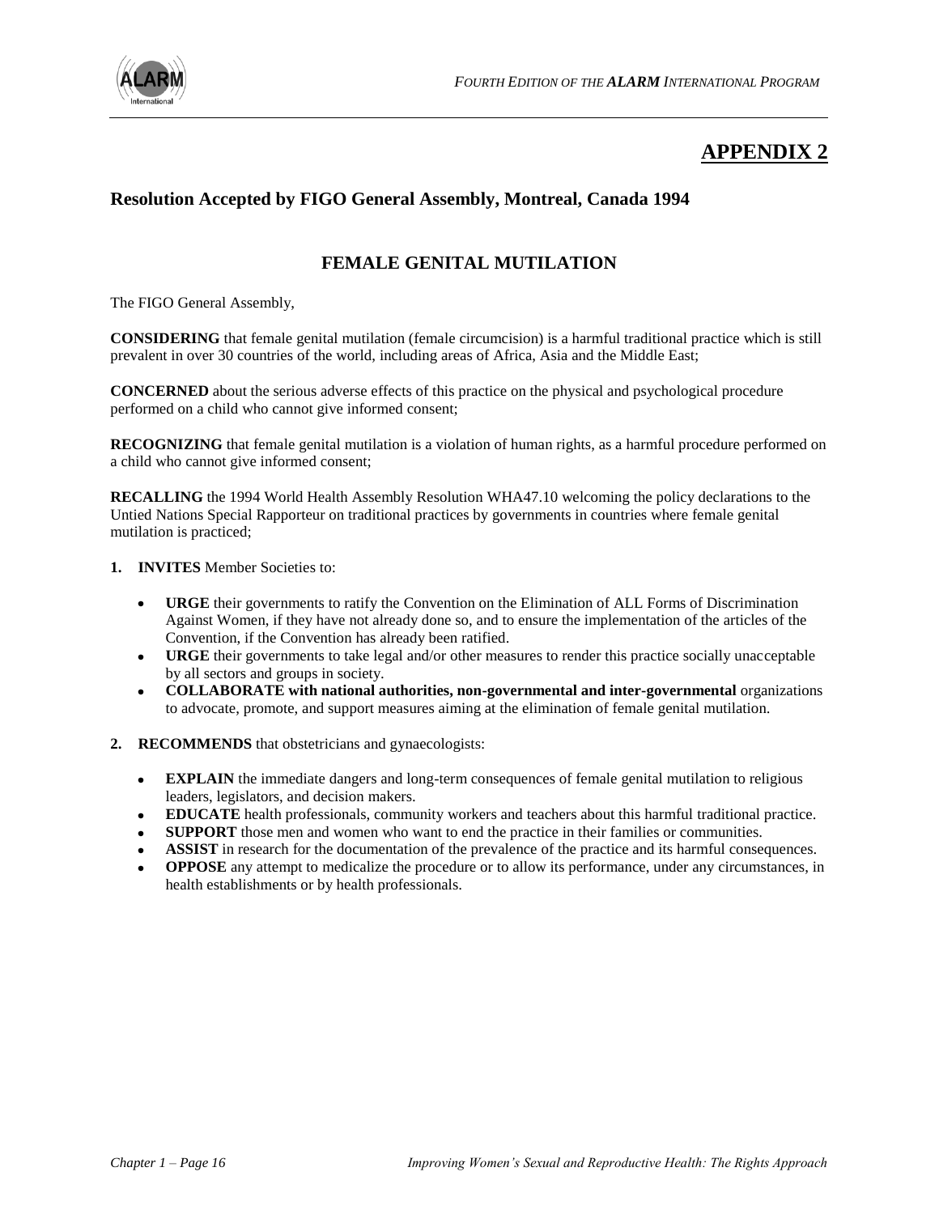# APPENDIX 2

## Resolution Accepted by FIGO General Assembly, Montreal, Canada 1994

### FEMALE GENITAL MUTILATION

The FIGO General Assembly,

**CONSIDERING** that female genital mutilation (female circumcision) is a harmful traditional practice which is still prevalent in over 30 countries of the world, including areas of Africa, Asia and the Middle East;

**CONCERNED** about the serious adverse effects of this practice on the physical and psychological procedure performed on a child who cannot give informed consent;

**RECOGNIZING** that female genital mutilation is a violation of human rights, as a harmful procedure performed on a child who cannot give informed consent;

**RECALLING** the 1994 World Health Assembly Resolution WHA47.10 welcoming the policy declarations to the Untied Nations Special Rapporteur on traditional practices by governments in countries where female genital mutilation is practiced;

1. **INVITES** Member Societies to:
   - **URGE** their governments to ratify the Convention on the Elimination of ALL Forms of Discrimination Against Women, if they have not already done so, and to ensure the implementation of the articles of the Convention, if the Convention has already been ratified.
   - **URGE** their governments to take legal and/or other measures to render this practice socially unacceptable by all sectors and groups in society.
   - **COLLABORATE with national authorities, non-governmental and inter-governmental** organizations to advocate, promote, and support measures aiming at the elimination of female genital mutilation.

2. **RECOMMENDS** that obstetricians and gynaecologists:
   - **EXPLAIN** the immediate dangers and long-term consequences of female genital mutilation to religious leaders, legislators, and decision makers.
   - **EDUCATE** health professionals, community workers and teachers about this harmful traditional practice.
   - **SUPPORT** those men and women who want to end the practice in their families or communities.
   - **ASSIST** in research for the documentation of the prevalence of the practice and its harmful consequences.
   - **OPPOSE** any attempt to medicalize the procedure or to allow its performance, under any circumstances, in health establishments or by health professionals.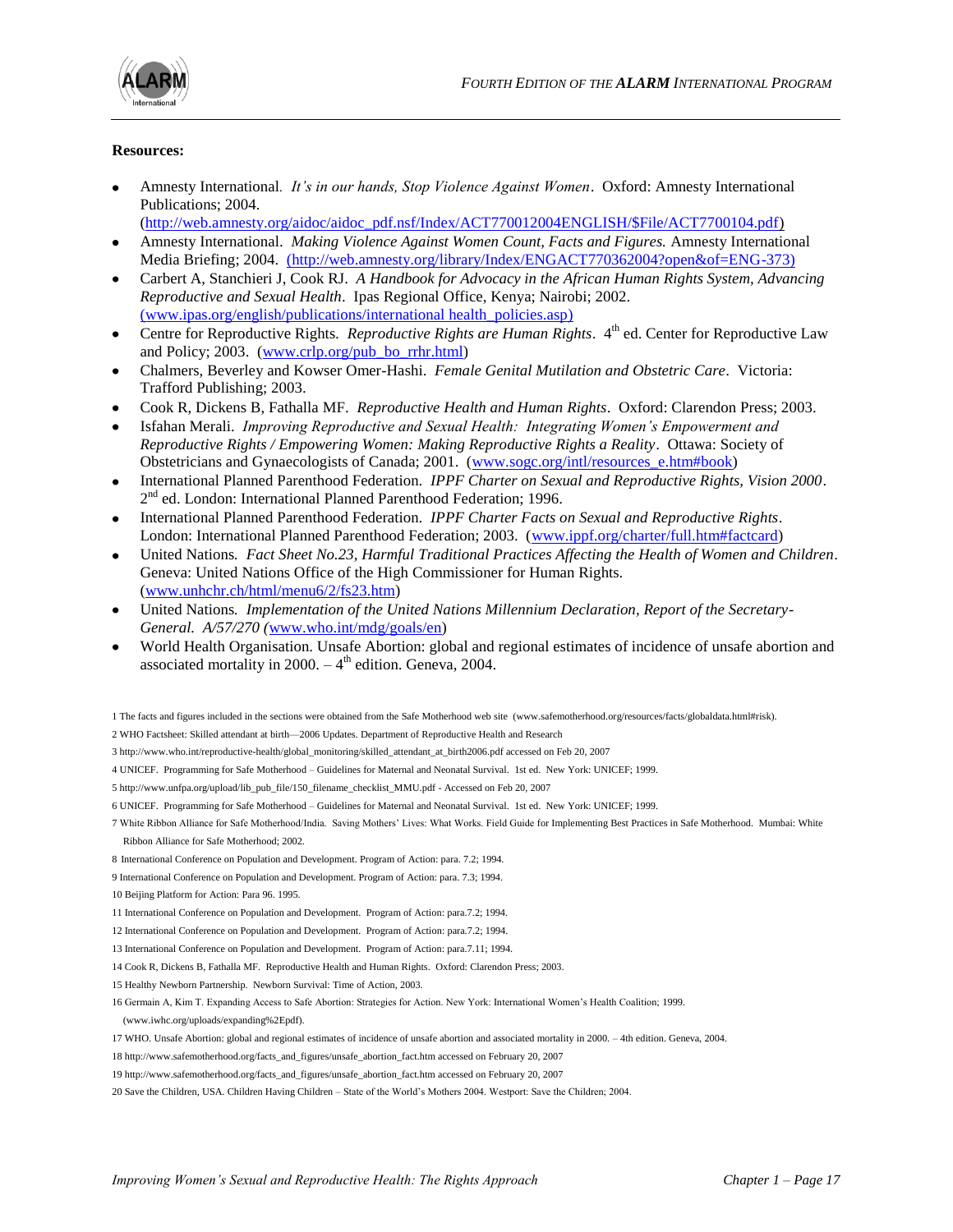**Resources:**

- Amnesty International. *It's in our hands, Stop Violence Against Women*. Oxford: Amnesty International Publications; 2004. (http://web.amnesty.org/aidoc/aidoc_pdf.nsf/Index/ACT770012004ENGLISH/$File/ACT7700104.pdf)
- Amnesty International. *Making Violence Against Women Count, Facts and Figures.* Amnesty International Media Briefing; 2004. (http://web.amnesty.org/library/Index/ENGACT770362004?open&of=ENG-373)
- Carbert A, Stanchieri J, Cook RJ. *A Handbook for Advocacy in the African Human Rights System, Advancing Reproductive and Sexual Health*. Ipas Regional Office, Kenya; Nairobi; 2002. (www.ipas.org/english/publications/international health_policies.asp)
- Centre for Reproductive Rights. *Reproductive Rights are Human Rights*. 4th ed. Center for Reproductive Law and Policy; 2003. (www.crlp.org/pub_bo_rrhr.html)
- Chalmers, Beverley and Kowser Omer-Hashi. *Female Genital Mutilation and Obstetric Care*. Victoria: Trafford Publishing; 2003.
- Cook R, Dickens B, Fathalla MF. *Reproductive Health and Human Rights*. Oxford: Clarendon Press; 2003.
- Isfahan Merali. *Improving Reproductive and Sexual Health: Integrating Women's Empowerment and Reproductive Rights / Empowering Women: Making Reproductive Rights a Reality*. Ottawa: Society of Obstetricians and Gynaecologists of Canada; 2001. (www.sogc.org/intl/resources_e.htm#book)
- International Planned Parenthood Federation. *IPPF Charter on Sexual and Reproductive Rights, Vision 2000*. 2nd ed. London: International Planned Parenthood Federation; 1996.
- International Planned Parenthood Federation. *IPPF Charter Facts on Sexual and Reproductive Rights*. London: International Planned Parenthood Federation; 2003. (www.ippf.org/charter/full.htm#factcard)
- United Nations. *Fact Sheet No.23, Harmful Traditional Practices Affecting the Health of Women and Children*. Geneva: United Nations Office of the High Commissioner for Human Rights. (www.unhchr.ch/html/menu6/2/fs23.htm)
- United Nations. *Implementation of the United Nations Millennium Declaration, Report of the Secretary-General. A/57/270* (www.who.int/mdg/goals/en)
- World Health Organisation. Unsafe Abortion: global and regional estimates of incidence of unsafe abortion and associated mortality in 2000. – 4th edition. Geneva, 2004.

1 The facts and figures included in the sections were obtained from the Safe Motherhood web site (www.safemotherhood.org/resources/facts/globaldata.html#risk).

2 WHO Factsheet: Skilled attendant at birth—2006 Updates. Department of Reproductive Health and Research

3 http://www.who.int/reproductive-health/global_monitoring/skilled_attendant_at_birth2006.pdf accessed on Feb 20, 2007

4 UNICEF. Programming for Safe Motherhood – Guidelines for Maternal and Neonatal Survival. 1st ed. New York: UNICEF; 1999.

5 http://www.unfpa.org/upload/lib_pub_file/150_filename_checklist_MMU.pdf - Accessed on Feb 20, 2007

6 UNICEF. Programming for Safe Motherhood – Guidelines for Maternal and Neonatal Survival. 1st ed. New York: UNICEF; 1999.

7 White Ribbon Alliance for Safe Motherhood/India. Saving Mothers' Lives: What Works. Field Guide for Implementing Best Practices in Safe Motherhood. Mumbai: White Ribbon Alliance for Safe Motherhood; 2002.

8 International Conference on Population and Development. Program of Action: para. 7.2; 1994.

9 International Conference on Population and Development. Program of Action: para. 7.3; 1994.

10 Beijing Platform for Action: Para 96. 1995.

11 International Conference on Population and Development. Program of Action: para.7.2; 1994.

12 International Conference on Population and Development. Program of Action: para.7.2; 1994.

13 International Conference on Population and Development. Program of Action: para.7.11; 1994.

14 Cook R, Dickens B, Fathalla MF. Reproductive Health and Human Rights. Oxford: Clarendon Press; 2003.

15 Healthy Newborn Partnership. Newborn Survival: Time of Action, 2003.

16 Germain A, Kim T. Expanding Access to Safe Abortion: Strategies for Action. New York: International Women's Health Coalition; 1999. (www.iwhc.org/uploads/expanding%2Epdf).

17 WHO. Unsafe Abortion: global and regional estimates of incidence of unsafe abortion and associated mortality in 2000. – 4th edition. Geneva, 2004.

18 http://www.safemotherhood.org/facts_and_figures/unsafe_abortion_fact.htm accessed on February 20, 2007

19 http://www.safemotherhood.org/facts_and_figures/unsafe_abortion_fact.htm accessed on February 20, 2007

20 Save the Children, USA. Children Having Children – State of the World's Mothers 2004. Westport: Save the Children; 2004.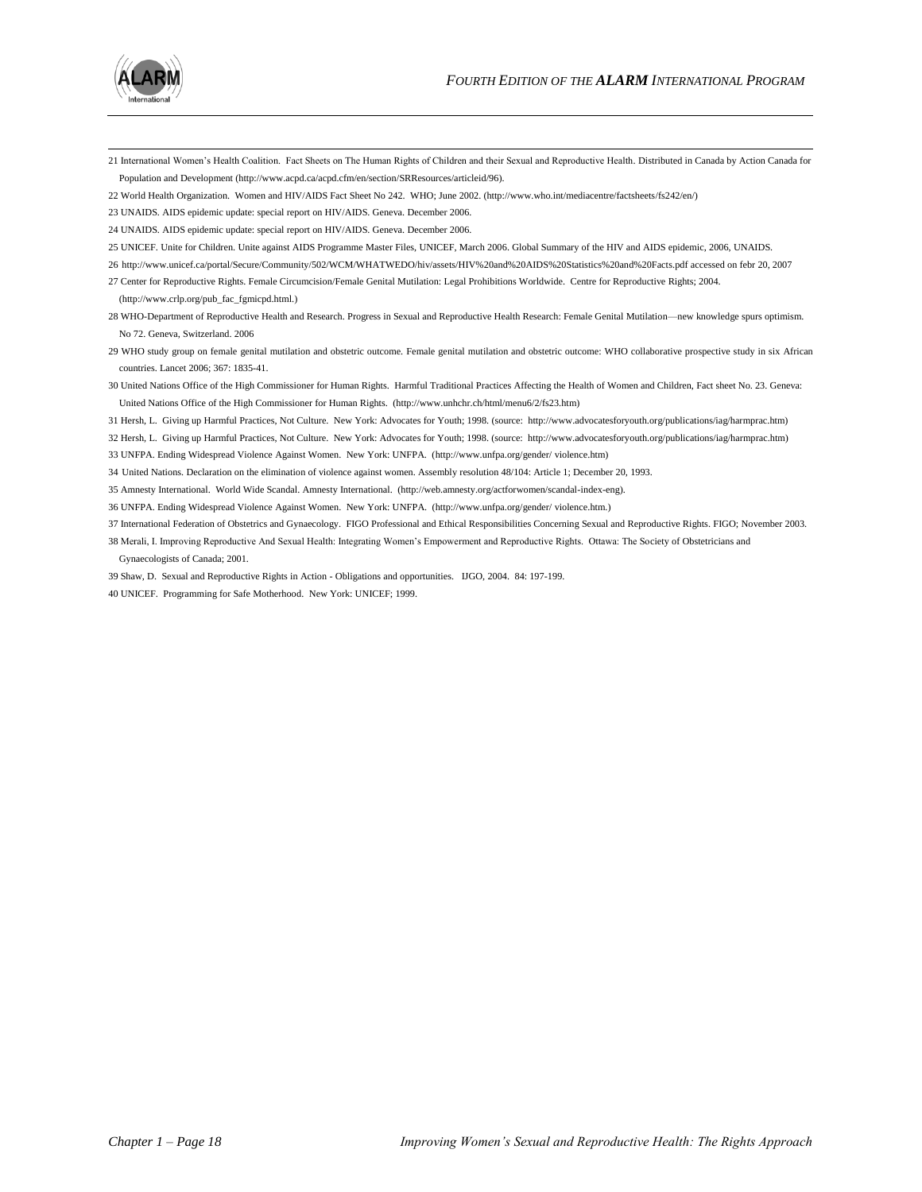21 International Women's Health Coalition. Fact Sheets on The Human Rights of Children and their Sexual and Reproductive Health. Distributed in Canada by Action Canada for Population and Development (http://www.acpd.ca/acpd.cfm/en/section/SRResources/articleid/96).

22 World Health Organization. Women and HIV/AIDS Fact Sheet No 242. WHO; June 2002. (http://www.who.int/mediacentre/factsheets/fs242/en/)

23 UNAIDS. AIDS epidemic update: special report on HIV/AIDS. Geneva. December 2006.

24 UNAIDS. AIDS epidemic update: special report on HIV/AIDS. Geneva. December 2006.

25 UNICEF. Unite for Children. Unite against AIDS Programme Master Files, UNICEF, March 2006. Global Summary of the HIV and AIDS epidemic, 2006, UNAIDS.

26 http://www.unicef.ca/portal/Secure/Community/502/WCM/WHATWEDO/hiv/assets/HIV%20and%20AIDS%20Statistics%20and%20Facts.pdf accessed on febr 20, 2007

27 Center for Reproductive Rights. Female Circumcision/Female Genital Mutilation: Legal Prohibitions Worldwide. Centre for Reproductive Rights; 2004. (http://www.crlp.org/pub_fac_fgmicpd.html.)

28 WHO-Department of Reproductive Health and Research. Progress in Sexual and Reproductive Health Research: Female Genital Mutilation—new knowledge spurs optimism. No 72. Geneva, Switzerland. 2006

29 WHO study group on female genital mutilation and obstetric outcome. Female genital mutilation and obstetric outcome: WHO collaborative prospective study in six African countries. Lancet 2006; 367: 1835-41.

30 United Nations Office of the High Commissioner for Human Rights. Harmful Traditional Practices Affecting the Health of Women and Children, Fact sheet No. 23. Geneva: United Nations Office of the High Commissioner for Human Rights. (http://www.unhchr.ch/html/menu6/2/fs23.htm)

31 Hersh, L. Giving up Harmful Practices, Not Culture. New York: Advocates for Youth; 1998. (source: http://www.advocatesforyouth.org/publications/iag/harmprac.htm)

32 Hersh, L. Giving up Harmful Practices, Not Culture. New York: Advocates for Youth; 1998. (source: http://www.advocatesforyouth.org/publications/iag/harmprac.htm)

33 UNFPA. Ending Widespread Violence Against Women. New York: UNFPA. (http://www.unfpa.org/gender/ violence.htm)

34 United Nations. Declaration on the elimination of violence against women. Assembly resolution 48/104: Article 1; December 20, 1993.

35 Amnesty International. World Wide Scandal. Amnesty International. (http://web.amnesty.org/actforwomen/scandal-index-eng).

36 UNFPA. Ending Widespread Violence Against Women. New York: UNFPA. (http://www.unfpa.org/gender/ violence.htm.)

37 International Federation of Obstetrics and Gynaecology. FIGO Professional and Ethical Responsibilities Concerning Sexual and Reproductive Rights. FIGO; November 2003.

38 Merali, I. Improving Reproductive And Sexual Health: Integrating Women's Empowerment and Reproductive Rights. Ottawa: The Society of Obstetricians and Gynaecologists of Canada; 2001.

39 Shaw, D. Sexual and Reproductive Rights in Action - Obligations and opportunities. IJGO, 2004. 84: 197-199.

40 UNICEF. Programming for Safe Motherhood. New York: UNICEF; 1999.